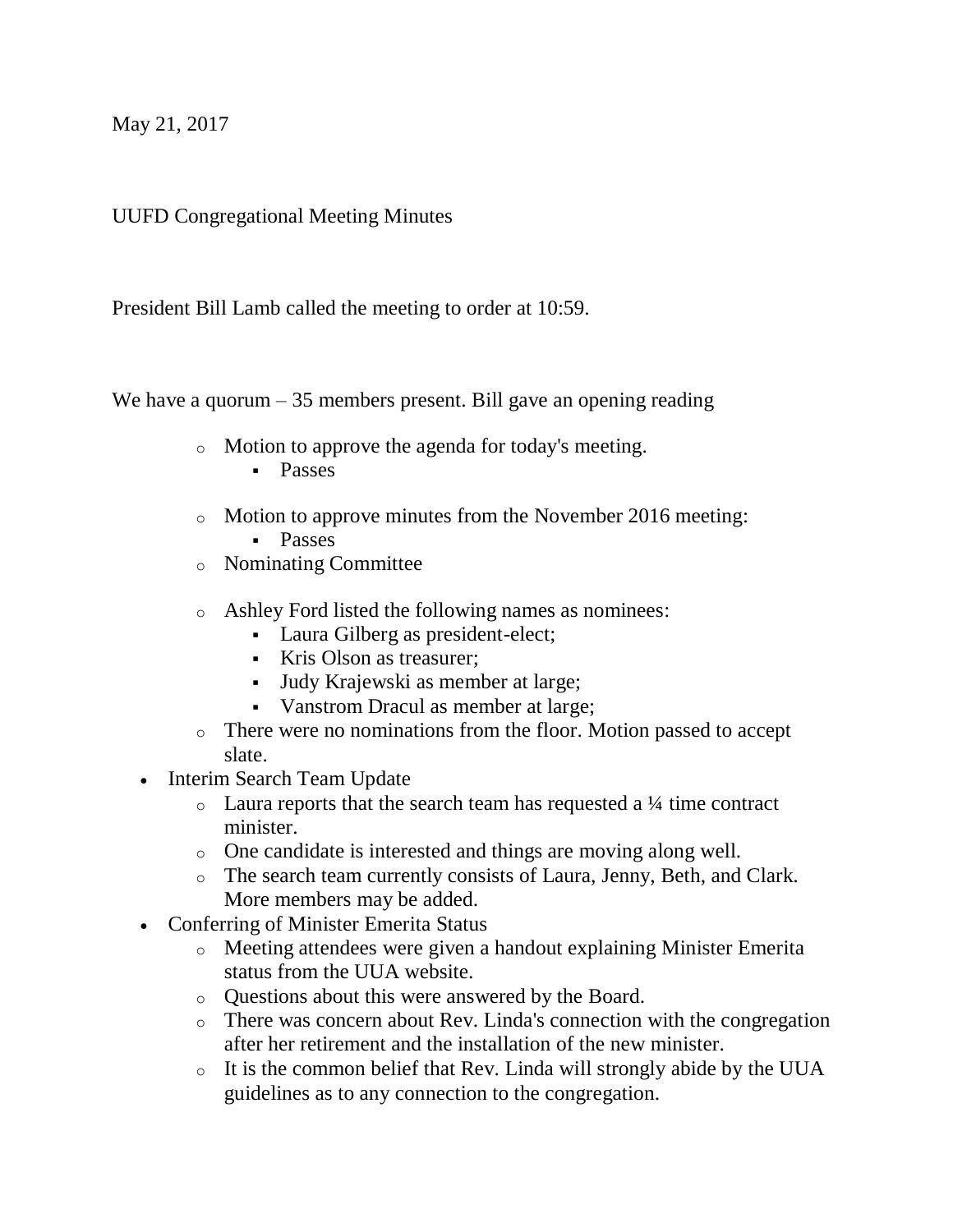May 21, 2017

UUFD Congregational Meeting Minutes

President Bill Lamb called the meeting to order at 10:59.

We have a quorum – 35 members present. Bill gave an opening reading

- Motion to approve the agenda for today's meeting.
  - Passes
- Motion to approve minutes from the November 2016 meeting:
  - Passes
- Nominating Committee
- Ashley Ford listed the following names as nominees:
  - Laura Gilberg as president-elect;
  - Kris Olson as treasurer;
  - Judy Krajewski as member at large;
  - Vanstrom Dracul as member at large;
- There were no nominations from the floor. Motion passed to accept slate.

- Interim Search Team Update
  - Laura reports that the search team has requested a ¼ time contract minister.
  - One candidate is interested and things are moving along well.
  - The search team currently consists of Laura, Jenny, Beth, and Clark. More members may be added.
- Conferring of Minister Emerita Status
  - Meeting attendees were given a handout explaining Minister Emerita status from the UUA website.
  - Questions about this were answered by the Board.
  - There was concern about Rev. Linda's connection with the congregation after her retirement and the installation of the new minister.
  - It is the common belief that Rev. Linda will strongly abide by the UUA guidelines as to any connection to the congregation.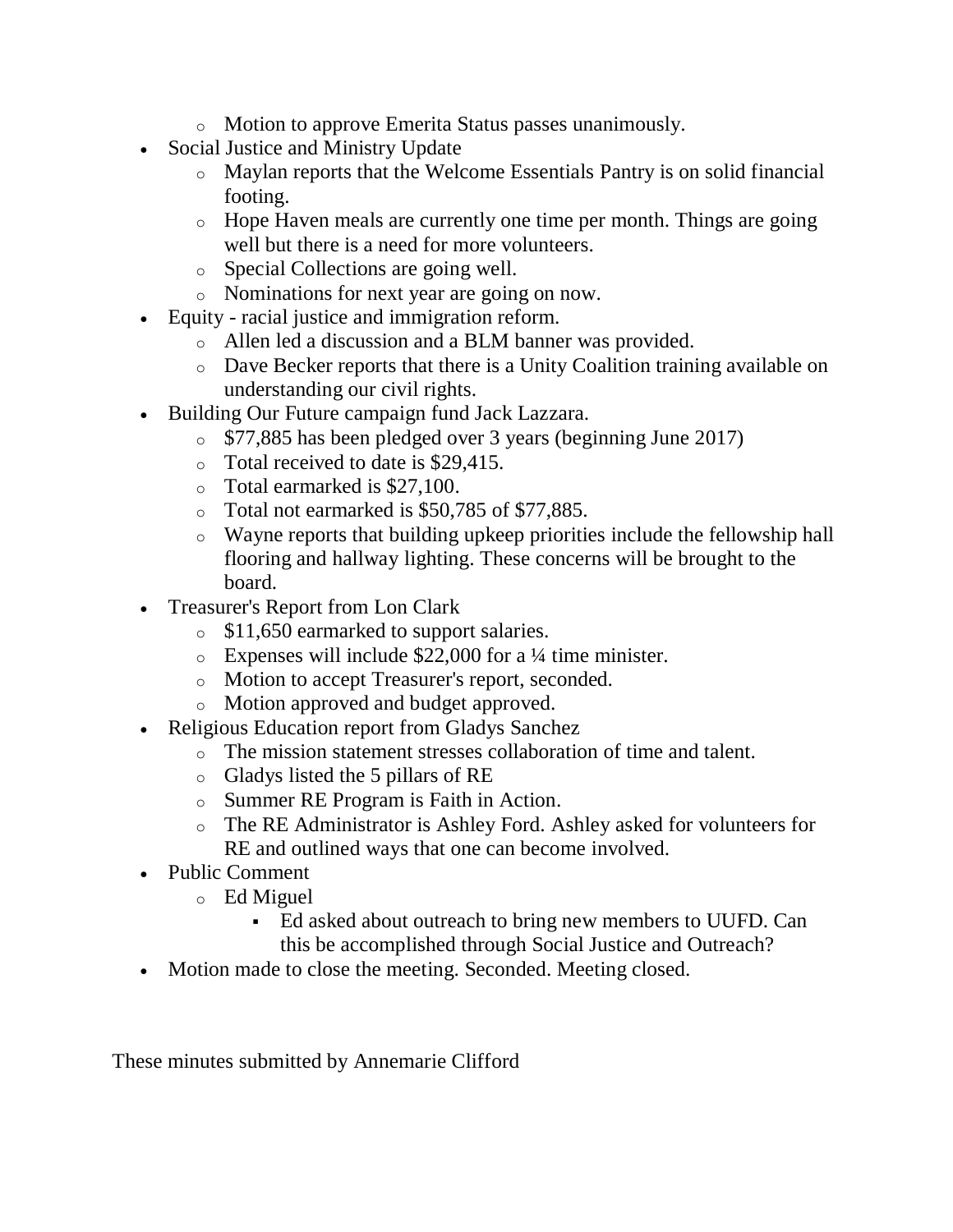- Motion to approve Emerita Status passes unanimously.
- Social Justice and Ministry Update
    - Maylan reports that the Welcome Essentials Pantry is on solid financial footing.
    - Hope Haven meals are currently one time per month. Things are going well but there is a need for more volunteers.
    - Special Collections are going well.
    - Nominations for next year are going on now.
- Equity - racial justice and immigration reform.
    - Allen led a discussion and a BLM banner was provided.
    - Dave Becker reports that there is a Unity Coalition training available on understanding our civil rights.
- Building Our Future campaign fund Jack Lazzara.
    - $77,885 has been pledged over 3 years (beginning June 2017)
    - Total received to date is $29,415.
    - Total earmarked is $27,100.
    - Total not earmarked is $50,785 of $77,885.
    - Wayne reports that building upkeep priorities include the fellowship hall flooring and hallway lighting. These concerns will be brought to the board.
- Treasurer's Report from Lon Clark
    - $11,650 earmarked to support salaries.
    - Expenses will include $22,000 for a ¼ time minister.
    - Motion to accept Treasurer's report, seconded.
    - Motion approved and budget approved.
- Religious Education report from Gladys Sanchez
    - The mission statement stresses collaboration of time and talent.
    - Gladys listed the 5 pillars of RE
    - Summer RE Program is Faith in Action.
    - The RE Administrator is Ashley Ford. Ashley asked for volunteers for RE and outlined ways that one can become involved.
- Public Comment
    - Ed Miguel
        - Ed asked about outreach to bring new members to UUFD. Can this be accomplished through Social Justice and Outreach?
- Motion made to close the meeting. Seconded. Meeting closed.

These minutes submitted by Annemarie Clifford